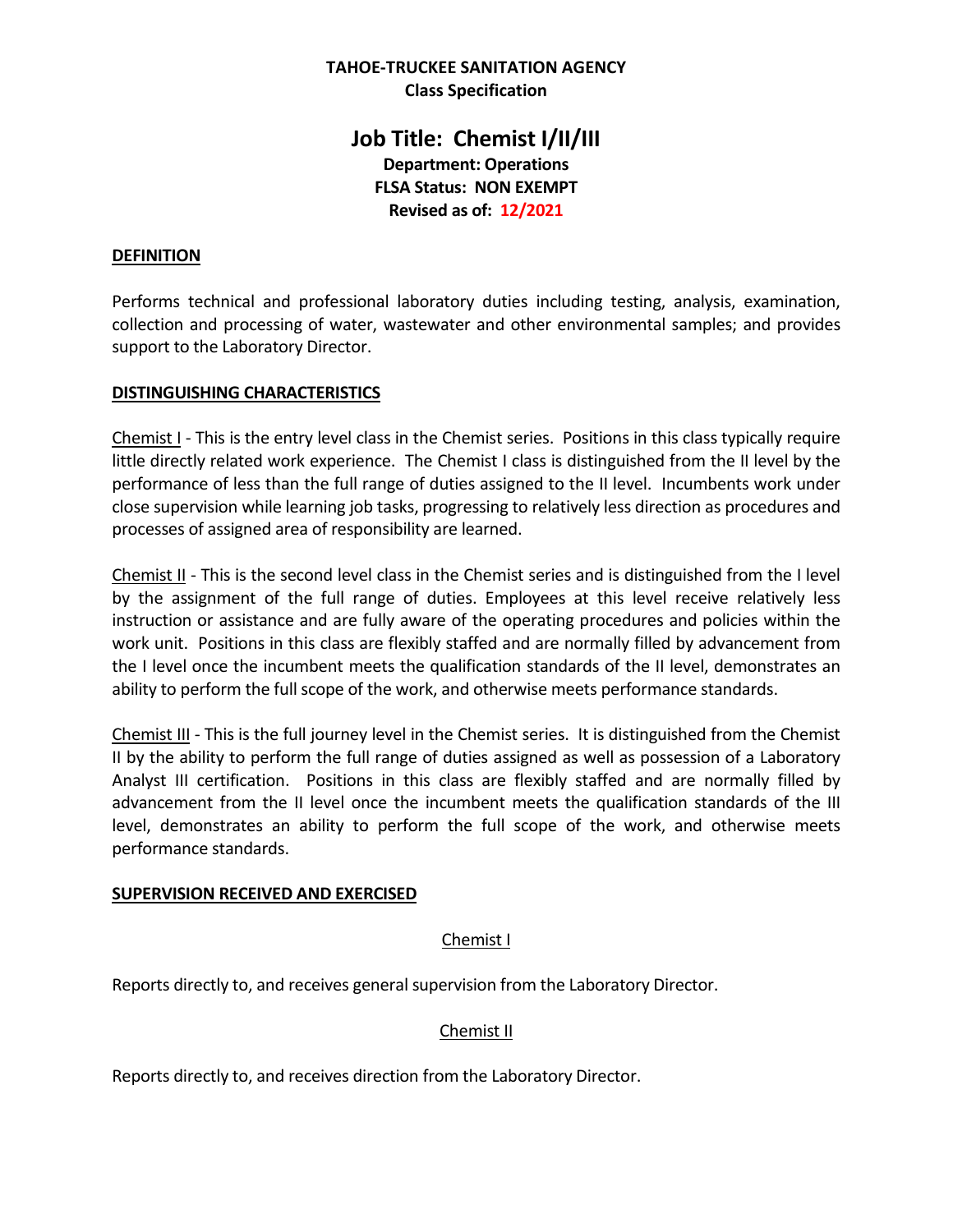**TAHOE-TRUCKEE SANITATION AGENCY**
**Class Specification**

# Job Title: Chemist I/II/III

**Department: Operations**
**FLSA Status: NON EXEMPT**
**Revised as of: 12/2021**

## DEFINITION

Performs technical and professional laboratory duties including testing, analysis, examination, collection and processing of water, wastewater and other environmental samples; and provides support to the Laboratory Director.

## DISTINGUISHING CHARACTERISTICS

Chemist I - This is the entry level class in the Chemist series. Positions in this class typically require little directly related work experience. The Chemist I class is distinguished from the II level by the performance of less than the full range of duties assigned to the II level. Incumbents work under close supervision while learning job tasks, progressing to relatively less direction as procedures and processes of assigned area of responsibility are learned.

Chemist II - This is the second level class in the Chemist series and is distinguished from the I level by the assignment of the full range of duties. Employees at this level receive relatively less instruction or assistance and are fully aware of the operating procedures and policies within the work unit. Positions in this class are flexibly staffed and are normally filled by advancement from the I level once the incumbent meets the qualification standards of the II level, demonstrates an ability to perform the full scope of the work, and otherwise meets performance standards.

Chemist III - This is the full journey level in the Chemist series. It is distinguished from the Chemist II by the ability to perform the full range of duties assigned as well as possession of a Laboratory Analyst III certification. Positions in this class are flexibly staffed and are normally filled by advancement from the II level once the incumbent meets the qualification standards of the III level, demonstrates an ability to perform the full scope of the work, and otherwise meets performance standards.

## SUPERVISION RECEIVED AND EXERCISED

Chemist I

Reports directly to, and receives general supervision from the Laboratory Director.

Chemist II

Reports directly to, and receives direction from the Laboratory Director.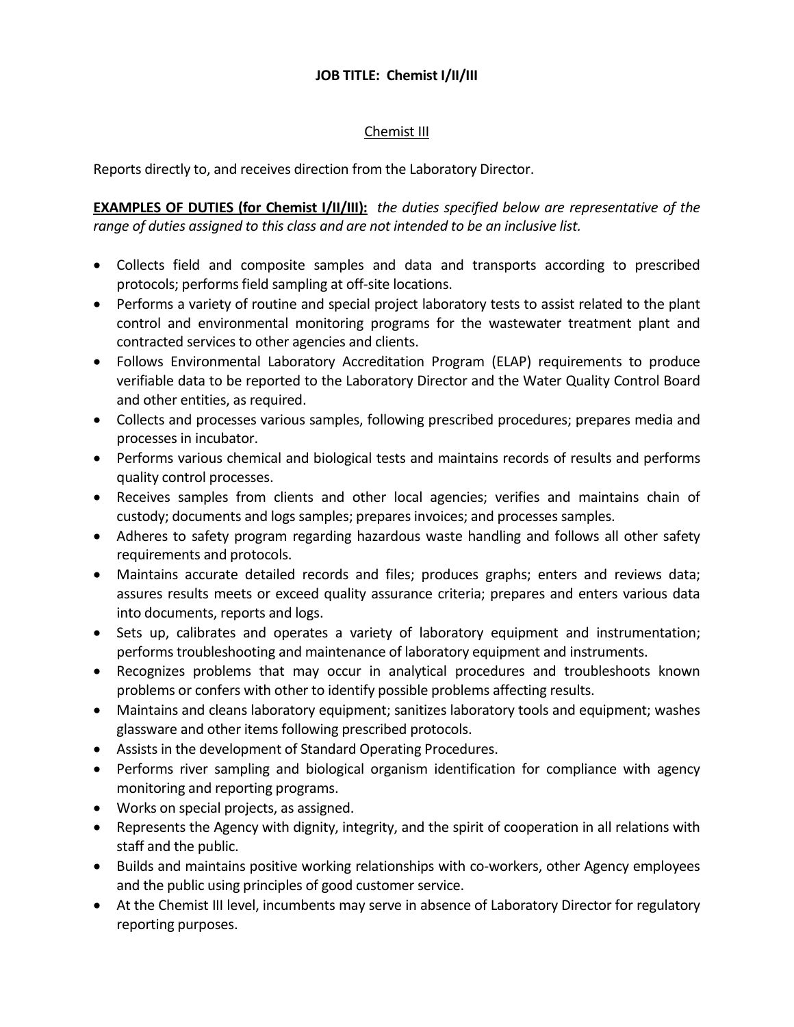**JOB TITLE: Chemist I/II/III**

Chemist III

Reports directly to, and receives direction from the Laboratory Director.

**EXAMPLES OF DUTIES (for Chemist I/II/III):** *the duties specified below are representative of the range of duties assigned to this class and are not intended to be an inclusive list.*

- Collects field and composite samples and data and transports according to prescribed protocols; performs field sampling at off-site locations.
- Performs a variety of routine and special project laboratory tests to assist related to the plant control and environmental monitoring programs for the wastewater treatment plant and contracted services to other agencies and clients.
- Follows Environmental Laboratory Accreditation Program (ELAP) requirements to produce verifiable data to be reported to the Laboratory Director and the Water Quality Control Board and other entities, as required.
- Collects and processes various samples, following prescribed procedures; prepares media and processes in incubator.
- Performs various chemical and biological tests and maintains records of results and performs quality control processes.
- Receives samples from clients and other local agencies; verifies and maintains chain of custody; documents and logs samples; prepares invoices; and processes samples.
- Adheres to safety program regarding hazardous waste handling and follows all other safety requirements and protocols.
- Maintains accurate detailed records and files; produces graphs; enters and reviews data; assures results meets or exceed quality assurance criteria; prepares and enters various data into documents, reports and logs.
- Sets up, calibrates and operates a variety of laboratory equipment and instrumentation; performs troubleshooting and maintenance of laboratory equipment and instruments.
- Recognizes problems that may occur in analytical procedures and troubleshoots known problems or confers with other to identify possible problems affecting results.
- Maintains and cleans laboratory equipment; sanitizes laboratory tools and equipment; washes glassware and other items following prescribed protocols.
- Assists in the development of Standard Operating Procedures.
- Performs river sampling and biological organism identification for compliance with agency monitoring and reporting programs.
- Works on special projects, as assigned.
- Represents the Agency with dignity, integrity, and the spirit of cooperation in all relations with staff and the public.
- Builds and maintains positive working relationships with co-workers, other Agency employees and the public using principles of good customer service.
- At the Chemist III level, incumbents may serve in absence of Laboratory Director for regulatory reporting purposes.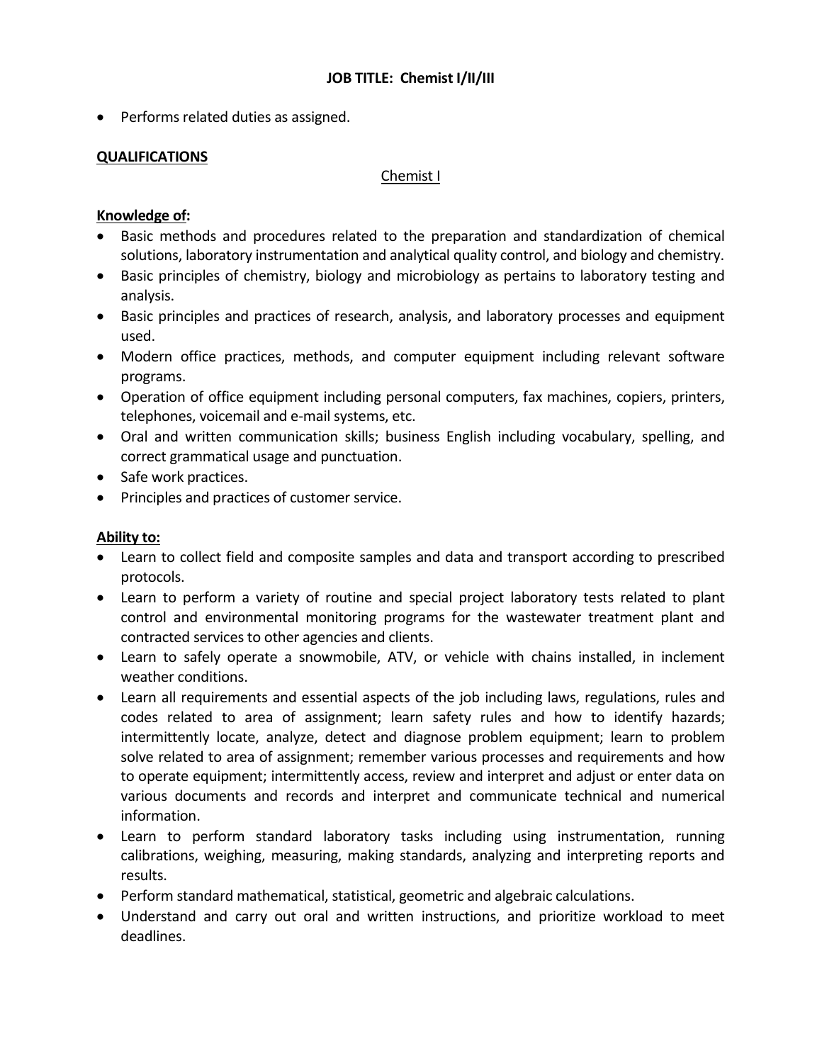**JOB TITLE: Chemist I/II/III**

- Performs related duties as assigned.

**QUALIFICATIONS**

Chemist I

**Knowledge of:**

- Basic methods and procedures related to the preparation and standardization of chemical solutions, laboratory instrumentation and analytical quality control, and biology and chemistry.
- Basic principles of chemistry, biology and microbiology as pertains to laboratory testing and analysis.
- Basic principles and practices of research, analysis, and laboratory processes and equipment used.
- Modern office practices, methods, and computer equipment including relevant software programs.
- Operation of office equipment including personal computers, fax machines, copiers, printers, telephones, voicemail and e-mail systems, etc.
- Oral and written communication skills; business English including vocabulary, spelling, and correct grammatical usage and punctuation.
- Safe work practices.
- Principles and practices of customer service.

**Ability to:**

- Learn to collect field and composite samples and data and transport according to prescribed protocols.
- Learn to perform a variety of routine and special project laboratory tests related to plant control and environmental monitoring programs for the wastewater treatment plant and contracted services to other agencies and clients.
- Learn to safely operate a snowmobile, ATV, or vehicle with chains installed, in inclement weather conditions.
- Learn all requirements and essential aspects of the job including laws, regulations, rules and codes related to area of assignment; learn safety rules and how to identify hazards; intermittently locate, analyze, detect and diagnose problem equipment; learn to problem solve related to area of assignment; remember various processes and requirements and how to operate equipment; intermittently access, review and interpret and adjust or enter data on various documents and records and interpret and communicate technical and numerical information.
- Learn to perform standard laboratory tasks including using instrumentation, running calibrations, weighing, measuring, making standards, analyzing and interpreting reports and results.
- Perform standard mathematical, statistical, geometric and algebraic calculations.
- Understand and carry out oral and written instructions, and prioritize workload to meet deadlines.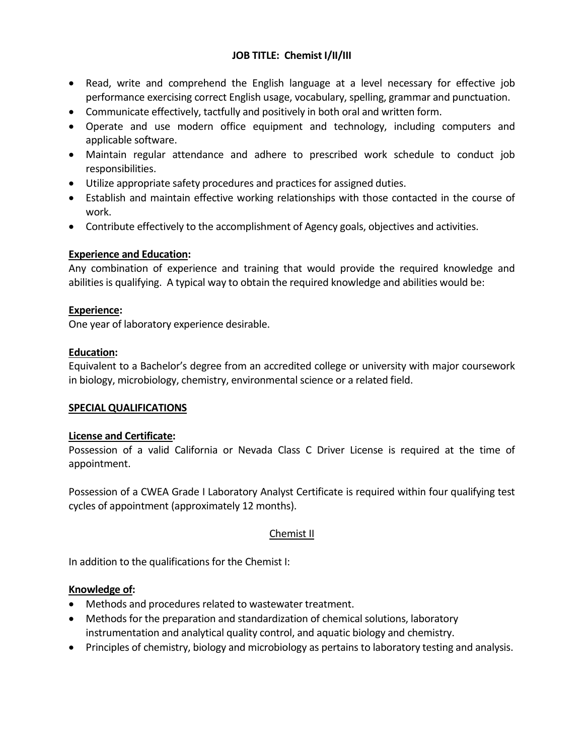**JOB TITLE: Chemist I/II/III**

- Read, write and comprehend the English language at a level necessary for effective job performance exercising correct English usage, vocabulary, spelling, grammar and punctuation.
- Communicate effectively, tactfully and positively in both oral and written form.
- Operate and use modern office equipment and technology, including computers and applicable software.
- Maintain regular attendance and adhere to prescribed work schedule to conduct job responsibilities.
- Utilize appropriate safety procedures and practices for assigned duties.
- Establish and maintain effective working relationships with those contacted in the course of work.
- Contribute effectively to the accomplishment of Agency goals, objectives and activities.

**Experience and Education:**
Any combination of experience and training that would provide the required knowledge and abilities is qualifying. A typical way to obtain the required knowledge and abilities would be:

**Experience:**
One year of laboratory experience desirable.

**Education:**
Equivalent to a Bachelor's degree from an accredited college or university with major coursework in biology, microbiology, chemistry, environmental science or a related field.

**SPECIAL QUALIFICATIONS**

**License and Certificate:**
Possession of a valid California or Nevada Class C Driver License is required at the time of appointment.

Possession of a CWEA Grade I Laboratory Analyst Certificate is required within four qualifying test cycles of appointment (approximately 12 months).

## Chemist II

In addition to the qualifications for the Chemist I:

**Knowledge of:**
- Methods and procedures related to wastewater treatment.
- Methods for the preparation and standardization of chemical solutions, laboratory instrumentation and analytical quality control, and aquatic biology and chemistry.
- Principles of chemistry, biology and microbiology as pertains to laboratory testing and analysis.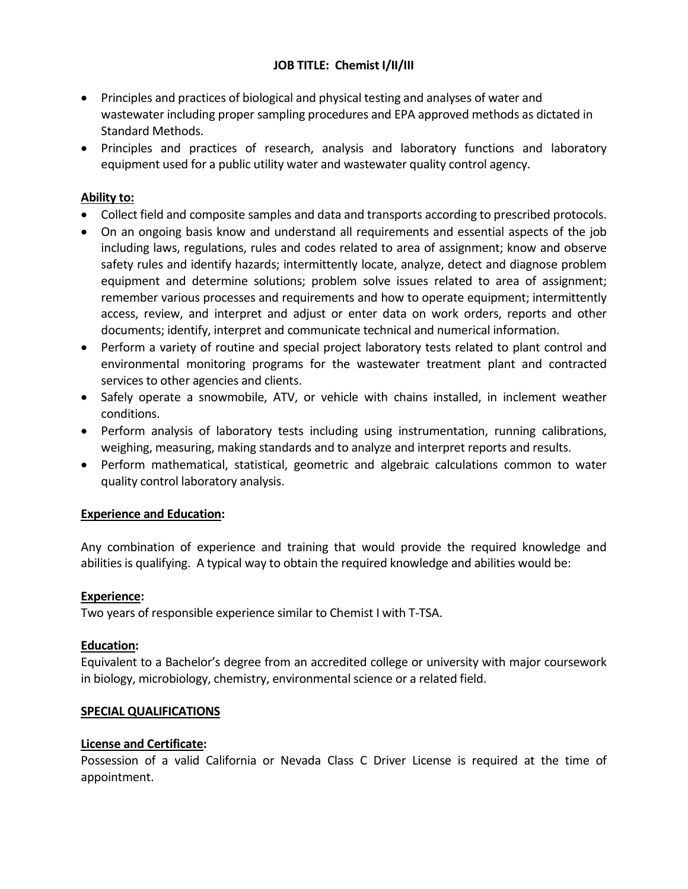**JOB TITLE: Chemist I/II/III**

- Principles and practices of biological and physical testing and analyses of water and wastewater including proper sampling procedures and EPA approved methods as dictated in Standard Methods.
- Principles and practices of research, analysis and laboratory functions and laboratory equipment used for a public utility water and wastewater quality control agency.

**Ability to:**

- Collect field and composite samples and data and transports according to prescribed protocols.
- On an ongoing basis know and understand all requirements and essential aspects of the job including laws, regulations, rules and codes related to area of assignment; know and observe safety rules and identify hazards; intermittently locate, analyze, detect and diagnose problem equipment and determine solutions; problem solve issues related to area of assignment; remember various processes and requirements and how to operate equipment; intermittently access, review, and interpret and adjust or enter data on work orders, reports and other documents; identify, interpret and communicate technical and numerical information.
- Perform a variety of routine and special project laboratory tests related to plant control and environmental monitoring programs for the wastewater treatment plant and contracted services to other agencies and clients.
- Safely operate a snowmobile, ATV, or vehicle with chains installed, in inclement weather conditions.
- Perform analysis of laboratory tests including using instrumentation, running calibrations, weighing, measuring, making standards and to analyze and interpret reports and results.
- Perform mathematical, statistical, geometric and algebraic calculations common to water quality control laboratory analysis.

**Experience and Education:**

Any combination of experience and training that would provide the required knowledge and abilities is qualifying. A typical way to obtain the required knowledge and abilities would be:

**Experience:**
Two years of responsible experience similar to Chemist I with T-TSA.

**Education:**
Equivalent to a Bachelor's degree from an accredited college or university with major coursework in biology, microbiology, chemistry, environmental science or a related field.

**SPECIAL QUALIFICATIONS**

**License and Certificate:**
Possession of a valid California or Nevada Class C Driver License is required at the time of appointment.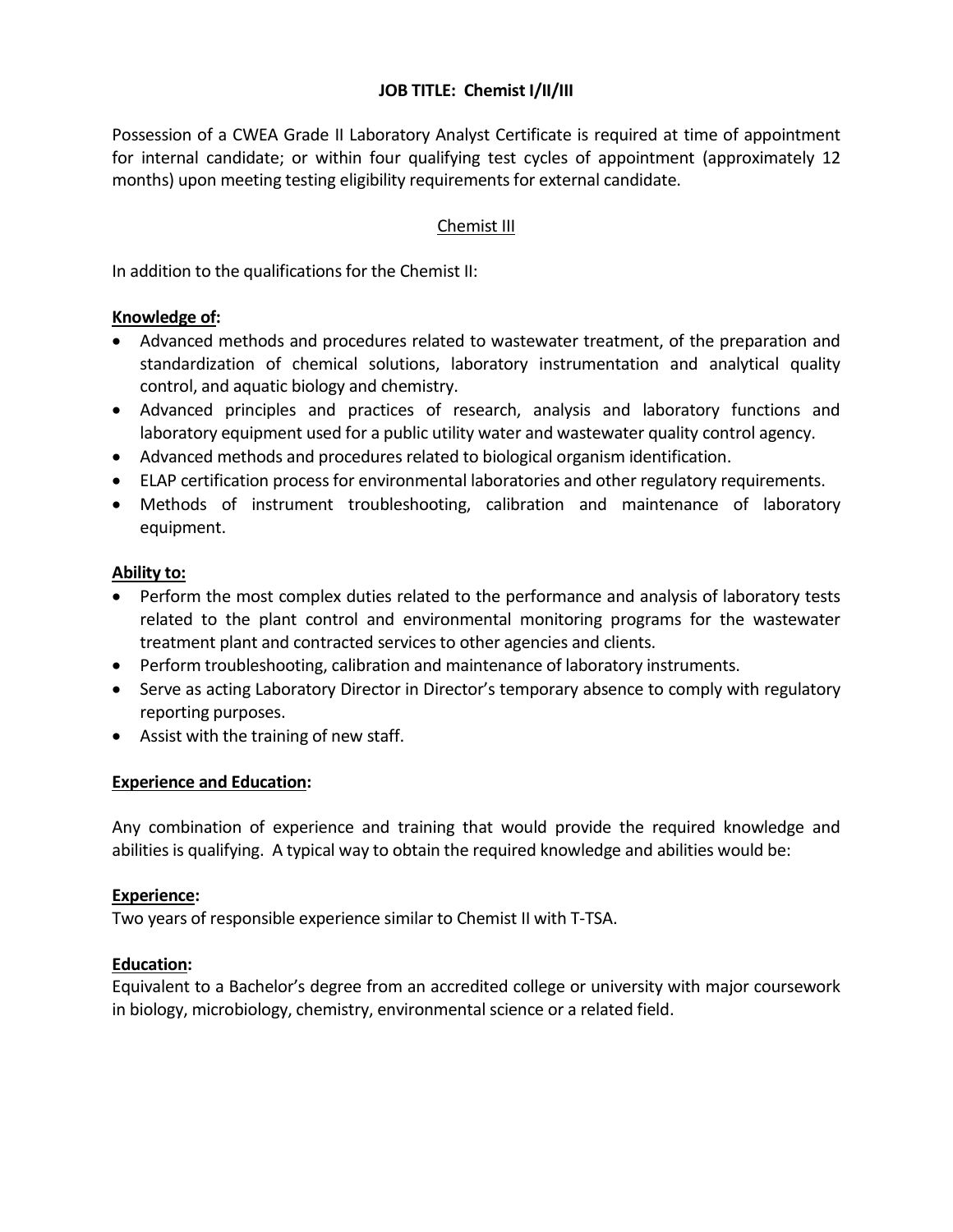**JOB TITLE: Chemist I/II/III**

Possession of a CWEA Grade II Laboratory Analyst Certificate is required at time of appointment for internal candidate; or within four qualifying test cycles of appointment (approximately 12 months) upon meeting testing eligibility requirements for external candidate.

## Chemist III

In addition to the qualifications for the Chemist II:

**Knowledge of:**

- Advanced methods and procedures related to wastewater treatment, of the preparation and standardization of chemical solutions, laboratory instrumentation and analytical quality control, and aquatic biology and chemistry.
- Advanced principles and practices of research, analysis and laboratory functions and laboratory equipment used for a public utility water and wastewater quality control agency.
- Advanced methods and procedures related to biological organism identification.
- ELAP certification process for environmental laboratories and other regulatory requirements.
- Methods of instrument troubleshooting, calibration and maintenance of laboratory equipment.

**Ability to:**

- Perform the most complex duties related to the performance and analysis of laboratory tests related to the plant control and environmental monitoring programs for the wastewater treatment plant and contracted services to other agencies and clients.
- Perform troubleshooting, calibration and maintenance of laboratory instruments.
- Serve as acting Laboratory Director in Director's temporary absence to comply with regulatory reporting purposes.
- Assist with the training of new staff.

**Experience and Education:**

Any combination of experience and training that would provide the required knowledge and abilities is qualifying. A typical way to obtain the required knowledge and abilities would be:

**Experience:**
Two years of responsible experience similar to Chemist II with T-TSA.

**Education:**
Equivalent to a Bachelor's degree from an accredited college or university with major coursework in biology, microbiology, chemistry, environmental science or a related field.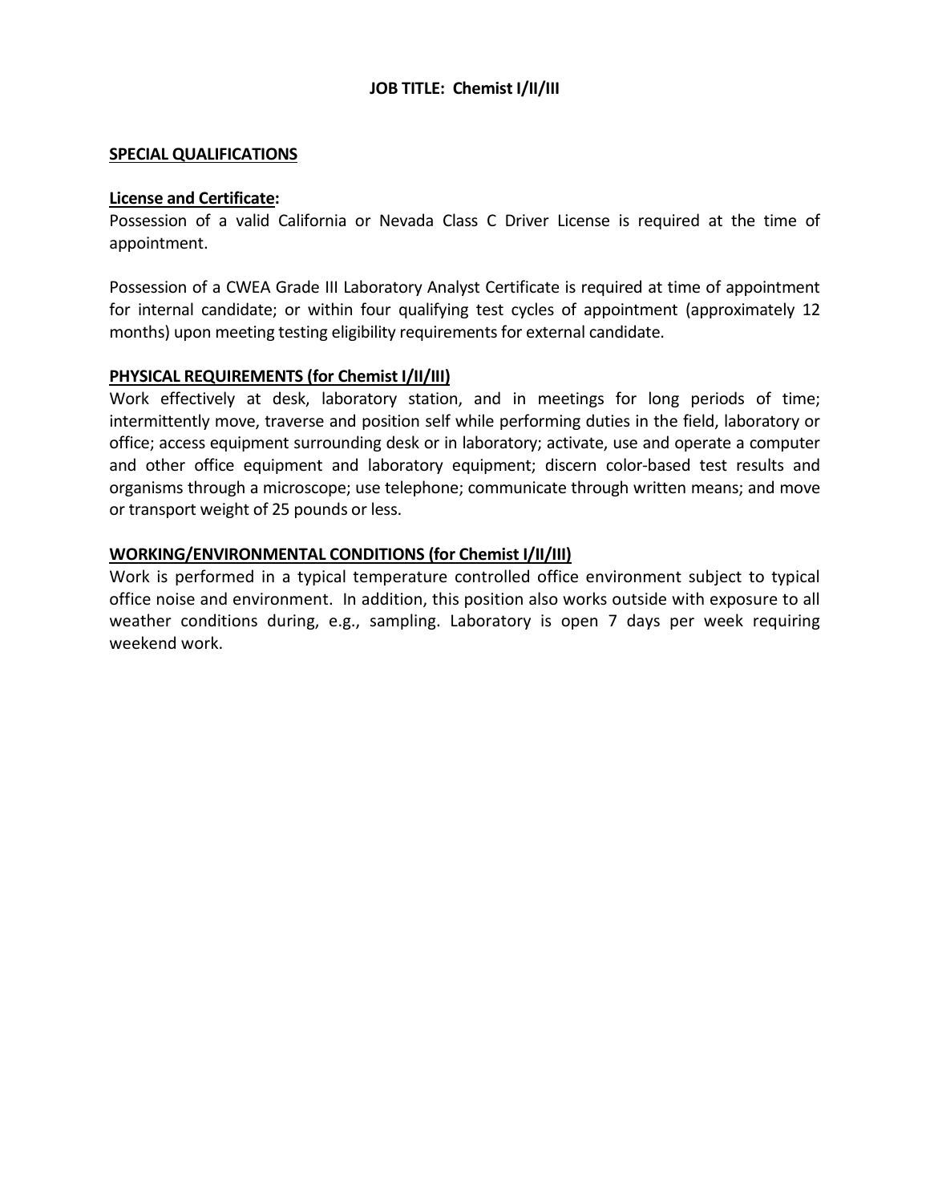**JOB TITLE: Chemist I/II/III**

## SPECIAL QUALIFICATIONS

### License and Certificate:

Possession of a valid California or Nevada Class C Driver License is required at the time of appointment.

Possession of a CWEA Grade III Laboratory Analyst Certificate is required at time of appointment for internal candidate; or within four qualifying test cycles of appointment (approximately 12 months) upon meeting testing eligibility requirements for external candidate.

## PHYSICAL REQUIREMENTS (for Chemist I/II/III)

Work effectively at desk, laboratory station, and in meetings for long periods of time; intermittently move, traverse and position self while performing duties in the field, laboratory or office; access equipment surrounding desk or in laboratory; activate, use and operate a computer and other office equipment and laboratory equipment; discern color-based test results and organisms through a microscope; use telephone; communicate through written means; and move or transport weight of 25 pounds or less.

## WORKING/ENVIRONMENTAL CONDITIONS (for Chemist I/II/III)

Work is performed in a typical temperature controlled office environment subject to typical office noise and environment. In addition, this position also works outside with exposure to all weather conditions during, e.g., sampling. Laboratory is open 7 days per week requiring weekend work.